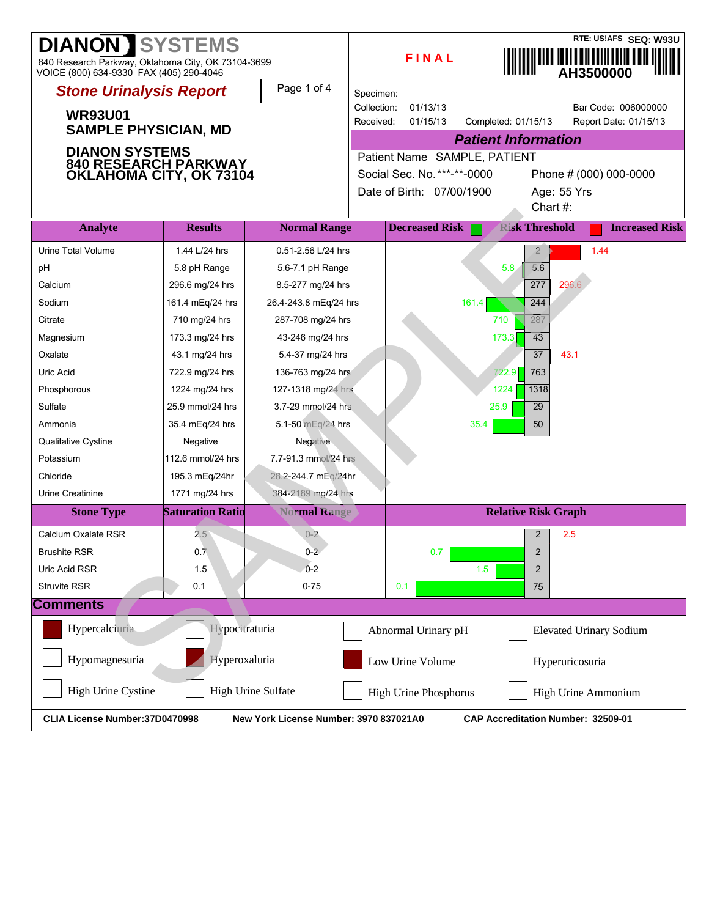**DIANON SYSTEMS**
840 Research Parkway, Oklahoma City, OK 73104-3699
VOICE (800) 634-9330 FAX (405) 290-4046

RTE: US!AFS SEQ: W93U

**FINAL**

AH3500000

## Stone Urinalysis Report

**WR93U01**
**SAMPLE PHYSICIAN, MD**

**DIANON SYSTEMS**
**840 RESEARCH PARKWAY**
**OKLAHOMA CITY, OK 73104**

Specimen:
Collection: 01/13/13 Bar Code: 006000000
Received: 01/15/13 Completed: 01/15/13 Report Date: 01/15/13

### Patient Information

Patient Name SAMPLE, PATIENT
Social Sec. No. ***-**-0000 Phone # (000) 000-0000
Date of Birth: 07/00/1900 Age: 55 Yrs
Chart #:

| Analyte | Results | Normal Range | Decreased Risk | Risk Threshold | Increased Risk |
|---|---|---|---|---|---|
| Urine Total Volume | 1.44 L/24 hrs | 0.51-2.56 L/24 hrs | | 2 | 1.44 |
| pH | 5.8 pH Range | 5.6-7.1 pH Range | 5.8 | 5.6 | |
| Calcium | 296.6 mg/24 hrs | 8.5-277 mg/24 hrs | | 277 | 296.6 |
| Sodium | 161.4 mEq/24 hrs | 26.4-243.8 mEq/24 hrs | 161.4 | 244 | |
| Citrate | 710 mg/24 hrs | 287-708 mg/24 hrs | 710 | 287 | |
| Magnesium | 173.3 mg/24 hrs | 43-246 mg/24 hrs | 173.3 | 43 | |
| Oxalate | 43.1 mg/24 hrs | 5.4-37 mg/24 hrs | | 37 | 43.1 |
| Uric Acid | 722.9 mg/24 hrs | 136-763 mg/24 hrs | 722.9 | 763 | |
| Phosphorous | 1224 mg/24 hrs | 127-1318 mg/24 hrs | 1224 | 1318 | |
| Sulfate | 25.9 mmol/24 hrs | 3.7-29 mmol/24 hrs | 25.9 | 29 | |
| Ammonia | 35.4 mEq/24 hrs | 5.1-50 mEq/24 hrs | 35.4 | 50 | |
| Qualitative Cystine | Negative | Negative | | | |
| Potassium | 112.6 mmol/24 hrs | 7.7-91.3 mmol/24 hrs | | | |
| Chloride | 195.3 mEq/24hr | 28.2-244.7 mEq/24hr | | | |
| Urine Creatinine | 1771 mg/24 hrs | 384-2189 mg/24 hrs | | | |

| Stone Type | Saturation Ratio | Normal Range | Relative Risk Graph (Decreased) | Threshold | Relative Risk Graph (Increased) |
|---|---|---|---|---|---|
| Calcium Oxalate RSR | 2.5 | 0-2 | | 2 | 2.5 |
| Brushite RSR | 0.7 | 0-2 | 0.7 | 2 | |
| Uric Acid RSR | 1.5 | 0-2 | 1.5 | 2 | |
| Struvite RSR | 0.1 | 0-75 | 0.1 | 75 | |

## Comments

- [x] Hypercalciuria
- [ ] Hypocitraturia
- [ ] Abnormal Urinary pH
- [ ] Elevated Urinary Sodium
- [ ] Hypomagnesuria
- [x] Hyperoxaluria
- [x] Low Urine Volume
- [ ] Hyperuricosuria
- [ ] High Urine Cystine
- [ ] High Urine Sulfate
- [ ] High Urine Phosphorus
- [ ] High Urine Ammonium

**CLIA License Number:37D0470998** **New York License Number: 3970 837021A0** **CAP Accreditation Number: 32509-01**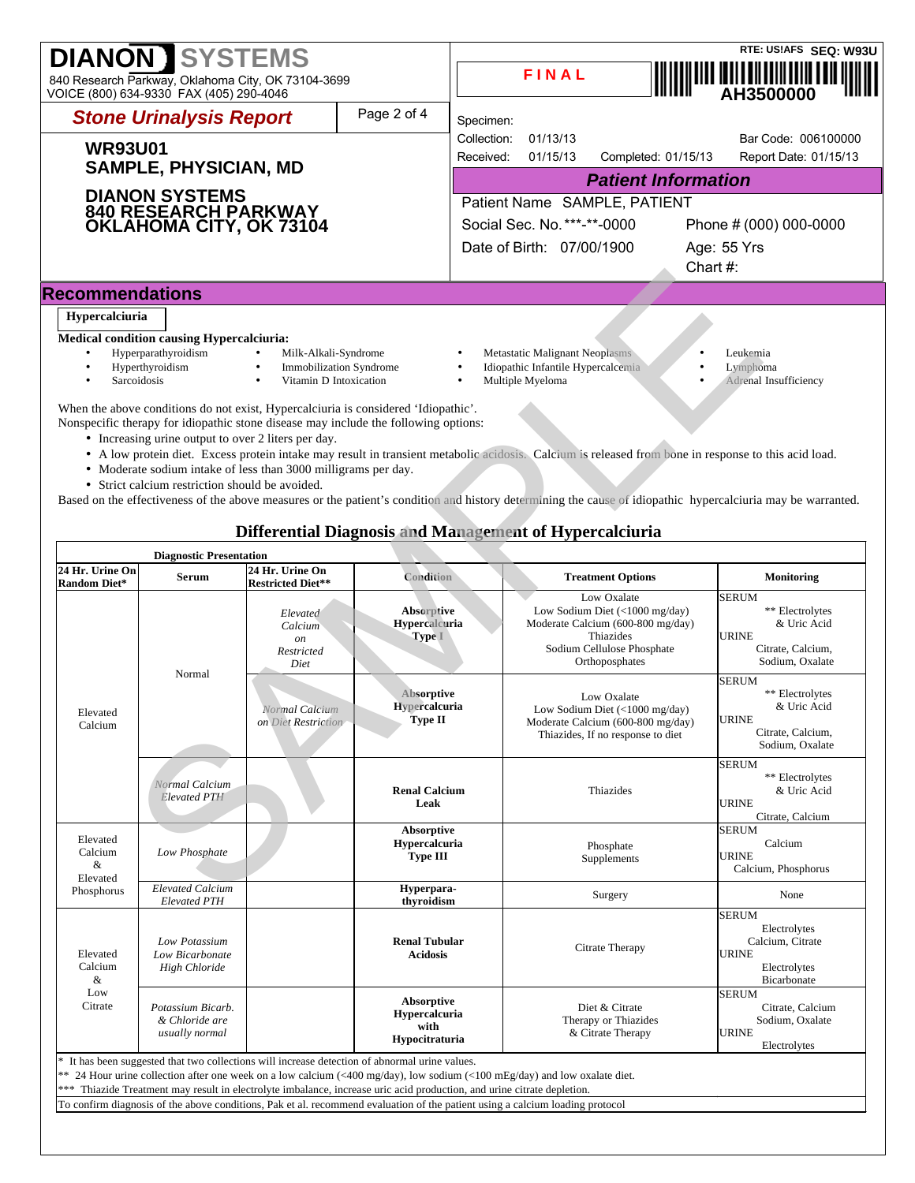# DIANON SYSTEMS

840 Research Parkway, Oklahoma City, OK 73104-3699
VOICE (800) 634-9330 FAX (405) 290-4046

**FINAL**

RTE: US!AFS SEQ: W93U
AH3500000

## Stone Urinalysis Report

**WR93U01**
**SAMPLE, PHYSICIAN, MD**

**DIANON SYSTEMS**
**840 RESEARCH PARKWAY**
**OKLAHOMA CITY, OK 73104**

Specimen:
Collection: 01/13/13 Bar Code: 006100000
Received: 01/15/13 Completed: 01/15/13 Report Date: 01/15/13

### Patient Information

Patient Name SAMPLE, PATIENT
Social Sec. No. ***-**-0000 Phone # (000) 000-0000
Date of Birth: 07/00/1900 Age: 55 Yrs
Chart #:

## Recommendations

**Hypercalciuria**

**Medical condition causing Hypercalciuria:**

- Hyperparathyroidism
- Hyperthyroidism
- Sarcoidosis
- Milk-Alkali-Syndrome
- Immobilization Syndrome
- Vitamin D Intoxication
- Metastatic Malignant Neoplasms
- Idiopathic Infantile Hypercalcemia
- Multiple Myeloma
- Leukemia
- Lymphoma
- Adrenal Insufficiency

When the above conditions do not exist, Hypercalciuria is considered 'Idiopathic'.
Nonspecific therapy for idiopathic stone disease may include the following options:

- Increasing urine output to over 2 liters per day.
- A low protein diet. Excess protein intake may result in transient metabolic acidosis. Calcium is released from bone in response to this acid load.
- Moderate sodium intake of less than 3000 milligrams per day.
- Strict calcium restriction should be avoided.

Based on the effectiveness of the above measures or the patient's condition and history determining the cause of idiopathic hypercalciuria may be warranted.

### Differential Diagnosis and Management of Hypercalciuria

| Diagnostic Presentation | | | | | |
|---|---|---|---|---|---|
| **24 Hr. Urine On Random Diet*** | **Serum** | **24 Hr. Urine On Restricted Diet**** | **Condition** | **Treatment Options** | **Monitoring** |
| Elevated Calcium | Normal | *Elevated Calcium on Restricted Diet* | **Absorptive Hypercalcuria Type I** | Low Oxalate<br>Low Sodium Diet (<1000 mg/day)<br>Moderate Calcium (600-800 mg/day)<br>Thiazides<br>Sodium Cellulose Phosphate<br>Orthophosphates | SERUM<br>** Electrolytes & Uric Acid<br>URINE<br>Citrate, Calcium, Sodium, Oxalate |
| | | *Normal Calcium on Diet Restriction* | **Absorptive Hypercalcuria Type II** | Low Oxalate<br>Low Sodium Diet (<1000 mg/day)<br>Moderate Calcium (600-800 mg/day)<br>Thiazides, If no response to diet | SERUM<br>** Electrolytes & Uric Acid<br>URINE<br>Citrate, Calcium, Sodium, Oxalate |
| | *Normal Calcium Elevated PTH* | | **Renal Calcium Leak** | Thiazides | SERUM<br>** Electrolytes & Uric Acid<br>URINE<br>Citrate, Calcium |
| Elevated Calcium & Elevated Phosphorus | *Low Phosphate* | | **Absorptive Hypercalcuria Type III** | Phosphate Supplements | SERUM<br>Calcium<br>URINE<br>Calcium, Phosphorus |
| | *Elevated Calcium Elevated PTH* | | **Hyperpara-thyroidism** | Surgery | None |
| Elevated Calcium & Low Citrate | *Low Potassium Low Bicarbonate High Chloride* | | **Renal Tubular Acidosis** | Citrate Therapy | SERUM<br>Electrolytes<br>Calcium, Citrate<br>URINE<br>Electrolytes<br>Bicarbonate |
| | *Potassium Bicarb. & Chloride are usually normal* | | **Absorptive Hypercalcuria with Hypocitraturia** | Diet & Citrate Therapy or Thiazides & Citrate Therapy | SERUM<br>Citrate, Calcium<br>Sodium, Oxalate<br>URINE<br>Electrolytes |

\* It has been suggested that two collections will increase detection of abnormal urine values.
** 24 Hour urine collection after one week on a low calcium (<400 mg/day), low sodium (<100 mEg/day) and low oxalate diet.
*** Thiazide Treatment may result in electrolyte imbalance, increase uric acid production, and urine citrate depletion.
To confirm diagnosis of the above conditions, Pak et al. recommend evaluation of the patient using a calcium loading protocol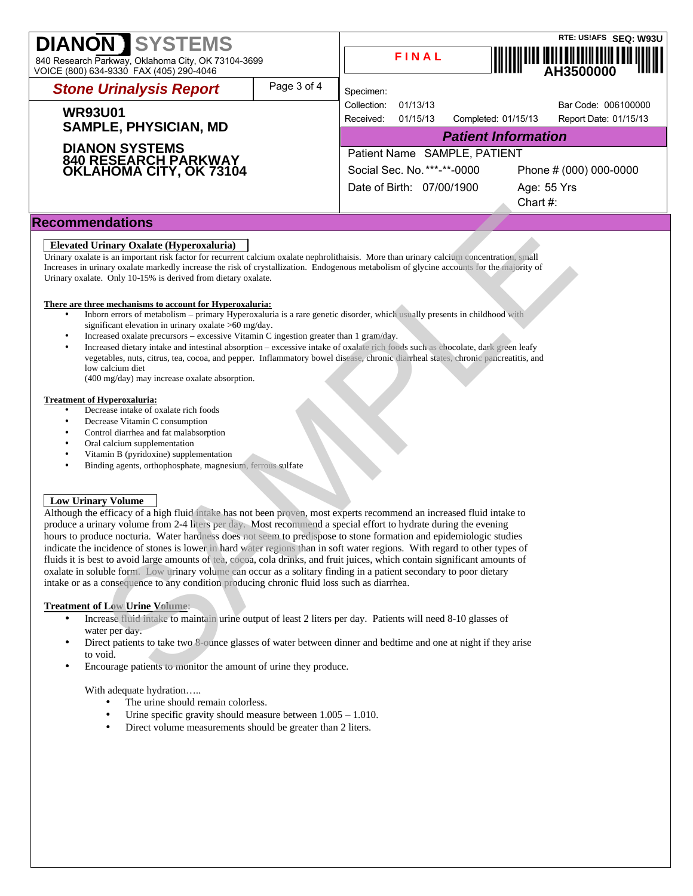**DIANON SYSTEMS**
840 Research Parkway, Oklahoma City, OK 73104-3699
VOICE (800) 634-9330 FAX (405) 290-4046

RTE: US!AFS SEQ: W93U

**FINAL**

AH3500000

## Stone Urinalysis Report

**WR93U01**
**SAMPLE, PHYSICIAN, MD**

**DIANON SYSTEMS**
**840 RESEARCH PARKWAY**
**OKLAHOMA CITY, OK 73104**

Specimen:
Collection: 01/13/13 Bar Code: 006100000
Received: 01/15/13 Completed: 01/15/13 Report Date: 01/15/13

### Patient Information

Patient Name SAMPLE, PATIENT
Social Sec. No. ***-**-0000 Phone # (000) 000-0000
Date of Birth: 07/00/1900 Age: 55 Yrs
Chart #:

## Recommendations

**Elevated Urinary Oxalate (Hyperoxaluria)**

Urinary oxalate is an important risk factor for recurrent calcium oxalate nephrolithaisis. More than urinary calcium concentration, small Increases in urinary oxalate markedly increase the risk of crystallization. Endogenous metabolism of glycine accounts for the majority of Urinary oxalate. Only 10-15% is derived from dietary oxalate.

**There are three mechanisms to account for Hyperoxaluria:**

- Inborn errors of metabolism – primary Hyperoxaluria is a rare genetic disorder, which usually presents in childhood with significant elevation in urinary oxalate >60 mg/day.
- Increased oxalate precursors – excessive Vitamin C ingestion greater than 1 gram/day.
- Increased dietary intake and intestinal absorption – excessive intake of oxalate rich foods such as chocolate, dark green leafy vegetables, nuts, citrus, tea, cocoa, and pepper. Inflammatory bowel disease, chronic diarrheal states, chronic pancreatitis, and low calcium diet
  (400 mg/day) may increase oxalate absorption.

**Treatment of Hyperoxaluria:**

- Decrease intake of oxalate rich foods
- Decrease Vitamin C consumption
- Control diarrhea and fat malabsorption
- Oral calcium supplementation
- Vitamin B (pyridoxine) supplementation
- Binding agents, orthophosphate, magnesium, ferrous sulfate

**Low Urinary Volume**

Although the efficacy of a high fluid intake has not been proven, most experts recommend an increased fluid intake to produce a urinary volume from 2-4 liters per day. Most recommend a special effort to hydrate during the evening hours to produce nocturia. Water hardness does not seem to predispose to stone formation and epidemiologic studies indicate the incidence of stones is lower in hard water regions than in soft water regions. With regard to other types of fluids it is best to avoid large amounts of tea, cocoa, cola drinks, and fruit juices, which contain significant amounts of oxalate in soluble form. Low urinary volume can occur as a solitary finding in a patient secondary to poor dietary intake or as a consequence to any condition producing chronic fluid loss such as diarrhea.

**Treatment of Low Urine Volume:**

- Increase fluid intake to maintain urine output of least 2 liters per day. Patients will need 8-10 glasses of water per day.
- Direct patients to take two 8-ounce glasses of water between dinner and bedtime and one at night if they arise to void.
- Encourage patients to monitor the amount of urine they produce.

  With adequate hydration…..
  - The urine should remain colorless.
  - Urine specific gravity should measure between 1.005 – 1.010.
  - Direct volume measurements should be greater than 2 liters.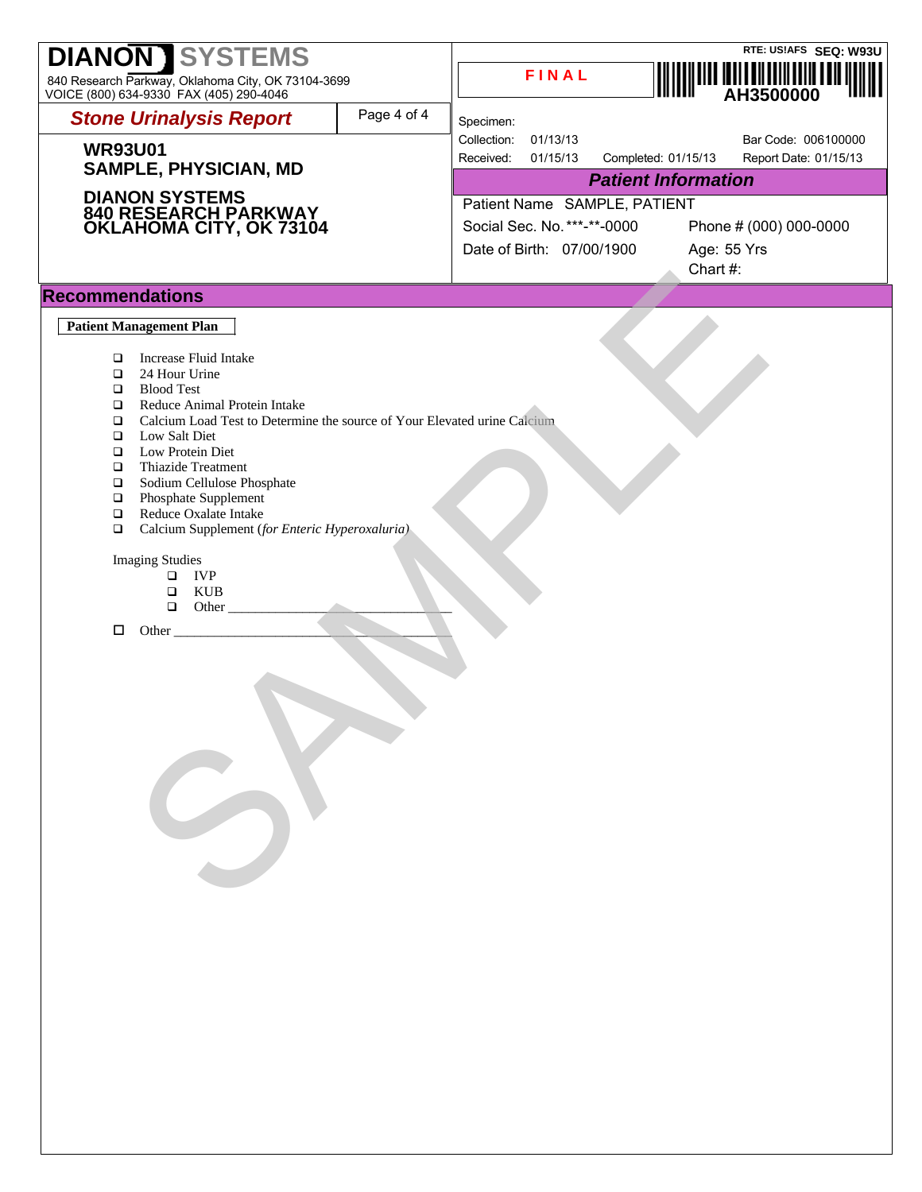# DIANON SYSTEMS

840 Research Parkway, Oklahoma City, OK 73104-3699
VOICE (800) 634-9330 FAX (405) 290-4046

**FINAL**

RTE: US!AFS SEQ: W93U

AH3500000

## Stone Urinalysis Report

**WR93U01**
**SAMPLE, PHYSICIAN, MD**

**DIANON SYSTEMS**
**840 RESEARCH PARKWAY**
**OKLAHOMA CITY, OK 73104**

Specimen:

Collection: 01/13/13 Bar Code: 006100000

Received: 01/15/13 Completed: 01/15/13 Report Date: 01/15/13

### Patient Information

Patient Name SAMPLE, PATIENT

Social Sec. No. ***-**-0000 Phone # (000) 000-0000

Date of Birth: 07/00/1900 Age: 55 Yrs

Chart #:

## Recommendations

**Patient Management Plan**

- ❑ Increase Fluid Intake
- ❑ 24 Hour Urine
- ❑ Blood Test
- ❑ Reduce Animal Protein Intake
- ❑ Calcium Load Test to Determine the source of Your Elevated urine Calcium
- ❑ Low Salt Diet
- ❑ Low Protein Diet
- ❑ Thiazide Treatment
- ❑ Sodium Cellulose Phosphate
- ❑ Phosphate Supplement
- ❑ Reduce Oxalate Intake
- ❑ Calcium Supplement (*for Enteric Hyperoxaluria*)

Imaging Studies

- ❑ IVP
- ❑ KUB
- ❑ Other ________________________________

☐ Other ________________________________________

SAMPLE